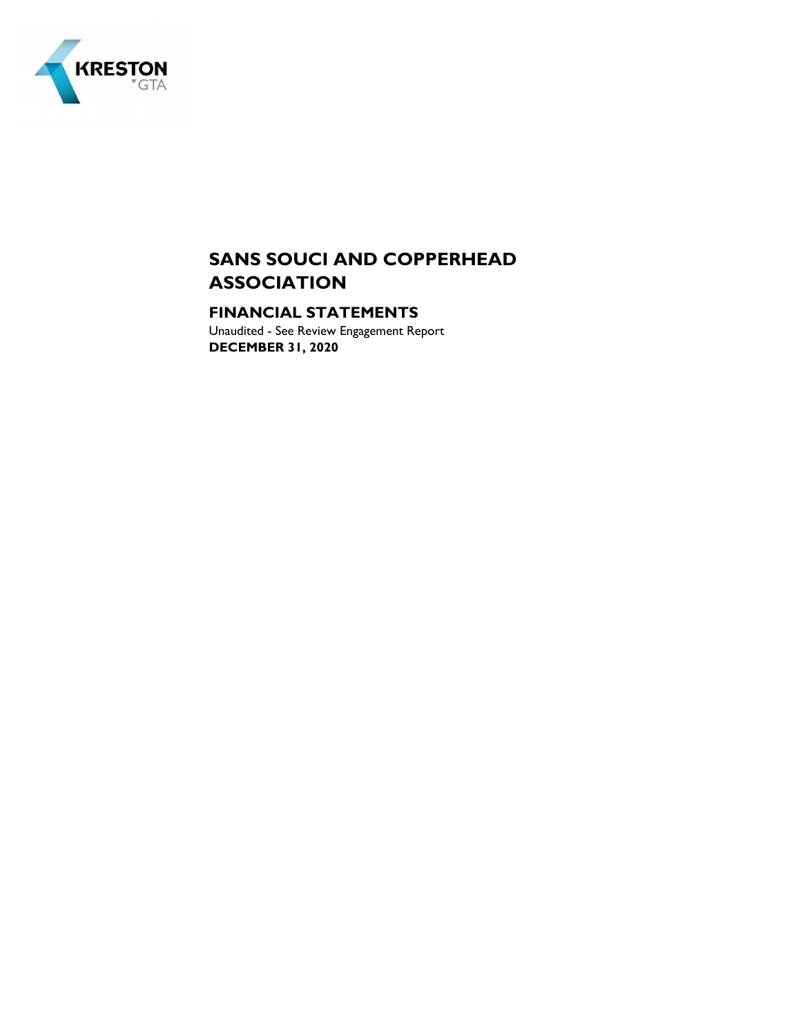KRESTON GTA

# SANS SOUCI AND COPPERHEAD ASSOCIATION

## FINANCIAL STATEMENTS

Unaudited - See Review Engagement Report

**DECEMBER 31, 2020**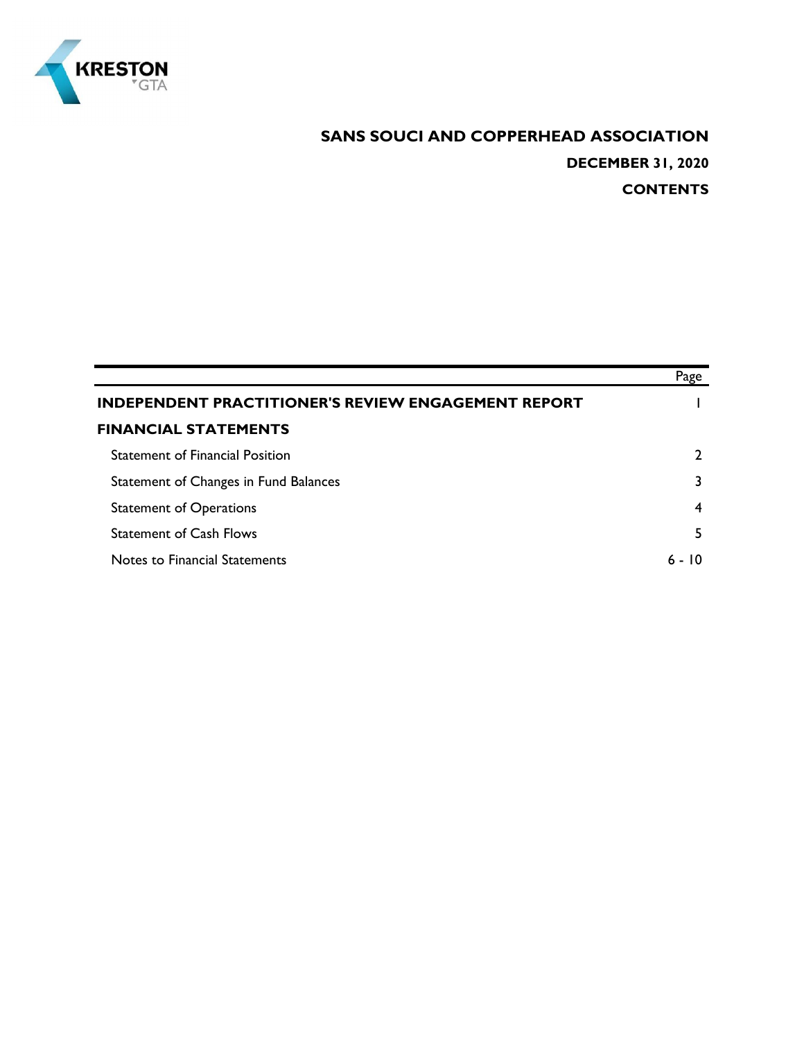KRESTON GTA

# SANS SOUCI AND COPPERHEAD ASSOCIATION

## DECEMBER 31, 2020

## CONTENTS

| | Page |
|---|---|
| **INDEPENDENT PRACTITIONER'S REVIEW ENGAGEMENT REPORT** | 1 |
| **FINANCIAL STATEMENTS** | |
| Statement of Financial Position | 2 |
| Statement of Changes in Fund Balances | 3 |
| Statement of Operations | 4 |
| Statement of Cash Flows | 5 |
| Notes to Financial Statements | 6 - 10 |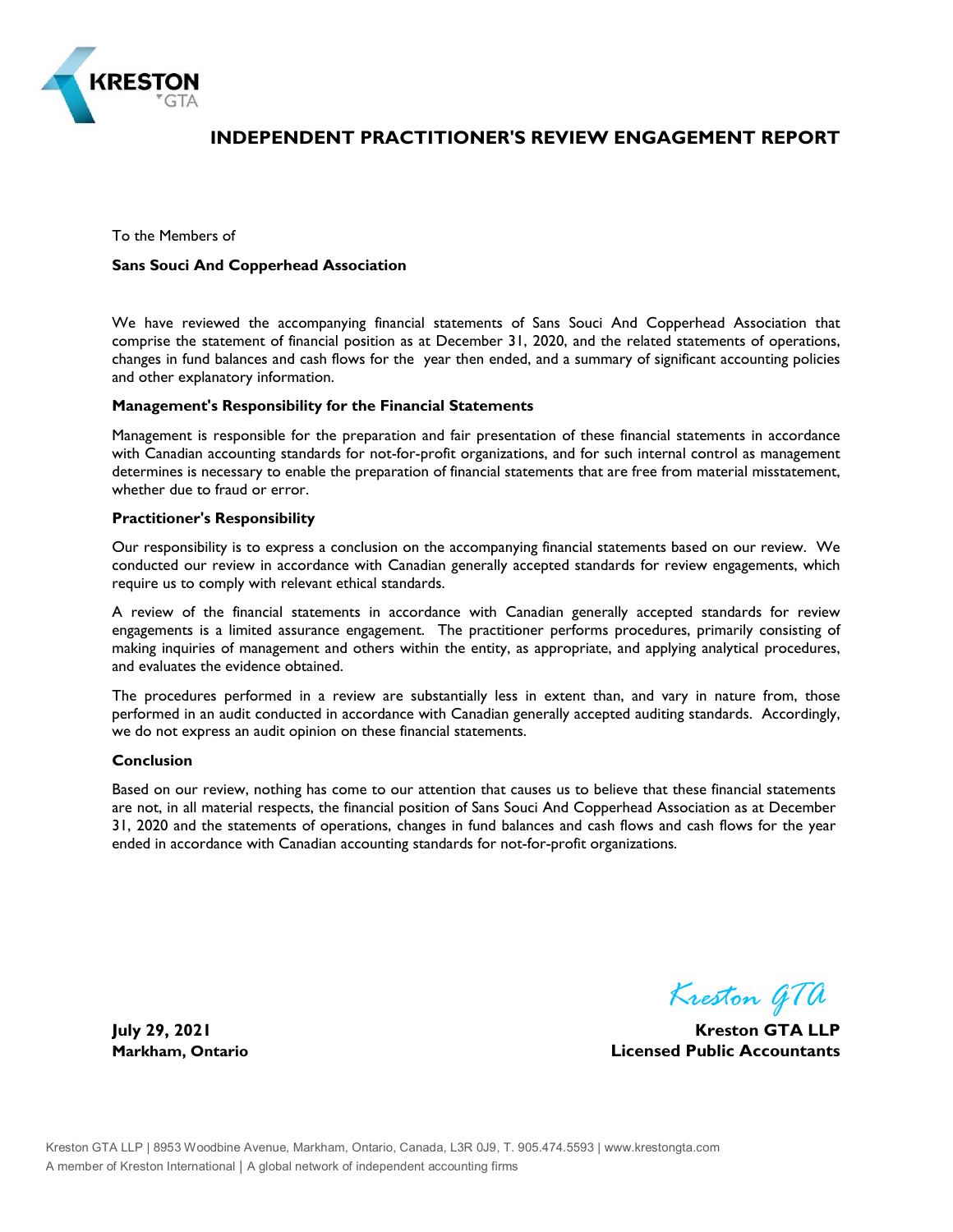KRESTON
GTA

# INDEPENDENT PRACTITIONER'S REVIEW ENGAGEMENT REPORT

To the Members of

**Sans Souci And Copperhead Association**

We have reviewed the accompanying financial statements of Sans Souci And Copperhead Association that comprise the statement of financial position as at December 31, 2020, and the related statements of operations, changes in fund balances and cash flows for the year then ended, and a summary of significant accounting policies and other explanatory information.

**Management's Responsibility for the Financial Statements**

Management is responsible for the preparation and fair presentation of these financial statements in accordance with Canadian accounting standards for not-for-profit organizations, and for such internal control as management determines is necessary to enable the preparation of financial statements that are free from material misstatement, whether due to fraud or error.

**Practitioner's Responsibility**

Our responsibility is to express a conclusion on the accompanying financial statements based on our review. We conducted our review in accordance with Canadian generally accepted standards for review engagements, which require us to comply with relevant ethical standards.

A review of the financial statements in accordance with Canadian generally accepted standards for review engagements is a limited assurance engagement. The practitioner performs procedures, primarily consisting of making inquiries of management and others within the entity, as appropriate, and applying analytical procedures, and evaluates the evidence obtained.

The procedures performed in a review are substantially less in extent than, and vary in nature from, those performed in an audit conducted in accordance with Canadian generally accepted auditing standards. Accordingly, we do not express an audit opinion on these financial statements.

**Conclusion**

Based on our review, nothing has come to our attention that causes us to believe that these financial statements are not, in all material respects, the financial position of Sans Souci And Copperhead Association as at December 31, 2020 and the statements of operations, changes in fund balances and cash flows and cash flows for the year ended in accordance with Canadian accounting standards for not-for-profit organizations.

*Kreston GTA*

**July 29, 2021**
**Markham, Ontario**

**Kreston GTA LLP**
**Licensed Public Accountants**

Kreston GTA LLP | 8953 Woodbine Avenue, Markham, Ontario, Canada, L3R 0J9, T. 905.474.5593 | www.krestongta.com
A member of Kreston International | A global network of independent accounting firms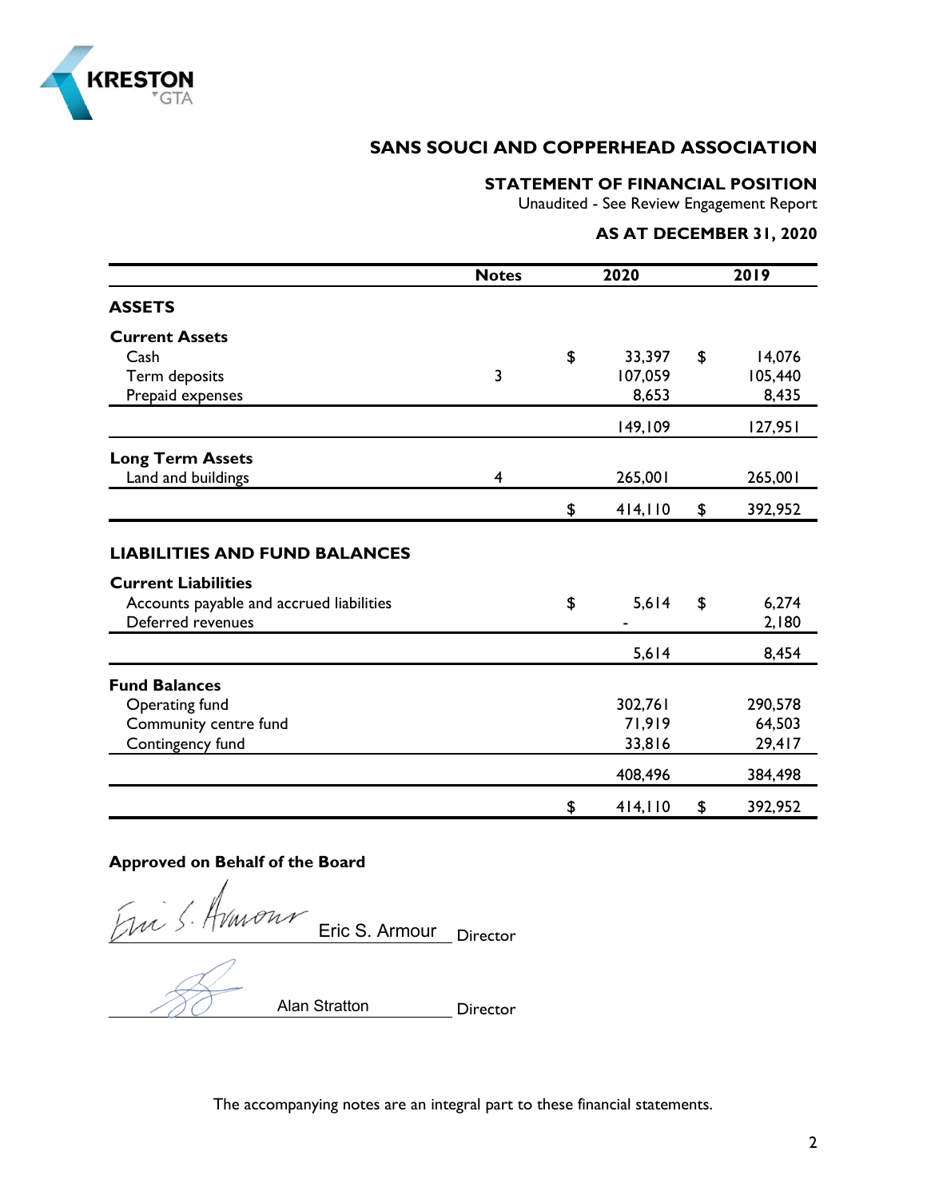KRESTON GTA

# SANS SOUCI AND COPPERHEAD ASSOCIATION

## STATEMENT OF FINANCIAL POSITION

Unaudited - See Review Engagement Report

**AS AT DECEMBER 31, 2020**

| | Notes | 2020 | 2019 |
|---|---|---|---|
| **ASSETS** | | | |
| **Current Assets** | | | |
| Cash | | $ 33,397 | $ 14,076 |
| Term deposits | 3 | 107,059 | 105,440 |
| Prepaid expenses | | 8,653 | 8,435 |
| | | 149,109 | 127,951 |
| **Long Term Assets** | | | |
| Land and buildings | 4 | 265,001 | 265,001 |
| | | $ 414,110 | $ 392,952 |
| **LIABILITIES AND FUND BALANCES** | | | |
| **Current Liabilities** | | | |
| Accounts payable and accrued liabilities | | $ 5,614 | $ 6,274 |
| Deferred revenues | | - | 2,180 |
| | | 5,614 | 8,454 |
| **Fund Balances** | | | |
| Operating fund | | 302,761 | 290,578 |
| Community centre fund | | 71,919 | 64,503 |
| Contingency fund | | 33,816 | 29,417 |
| | | 408,496 | 384,498 |
| | | $ 414,110 | $ 392,952 |

**Approved on Behalf of the Board**

Eric S. Armour — Director

Alan Stratton — Director

The accompanying notes are an integral part to these financial statements.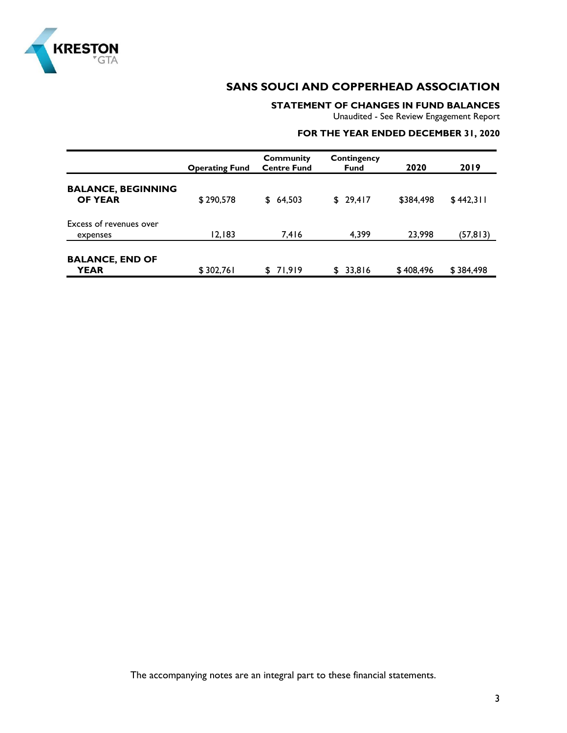# SANS SOUCI AND COPPERHEAD ASSOCIATION

## STATEMENT OF CHANGES IN FUND BALANCES

Unaudited - See Review Engagement Report

**FOR THE YEAR ENDED DECEMBER 31, 2020**

| | Operating Fund | Community Centre Fund | Contingency Fund | 2020 | 2019 |
|---|---|---|---|---|---|
| **BALANCE, BEGINNING OF YEAR** | $ 290,578 | $ 64,503 | $ 29,417 | $384,498 | $ 442,311 |
| Excess of revenues over expenses | 12,183 | 7,416 | 4,399 | 23,998 | (57,813) |
| **BALANCE, END OF YEAR** | $ 302,761 | $ 71,919 | $ 33,816 | $ 408,496 | $ 384,498 |

The accompanying notes are an integral part to these financial statements.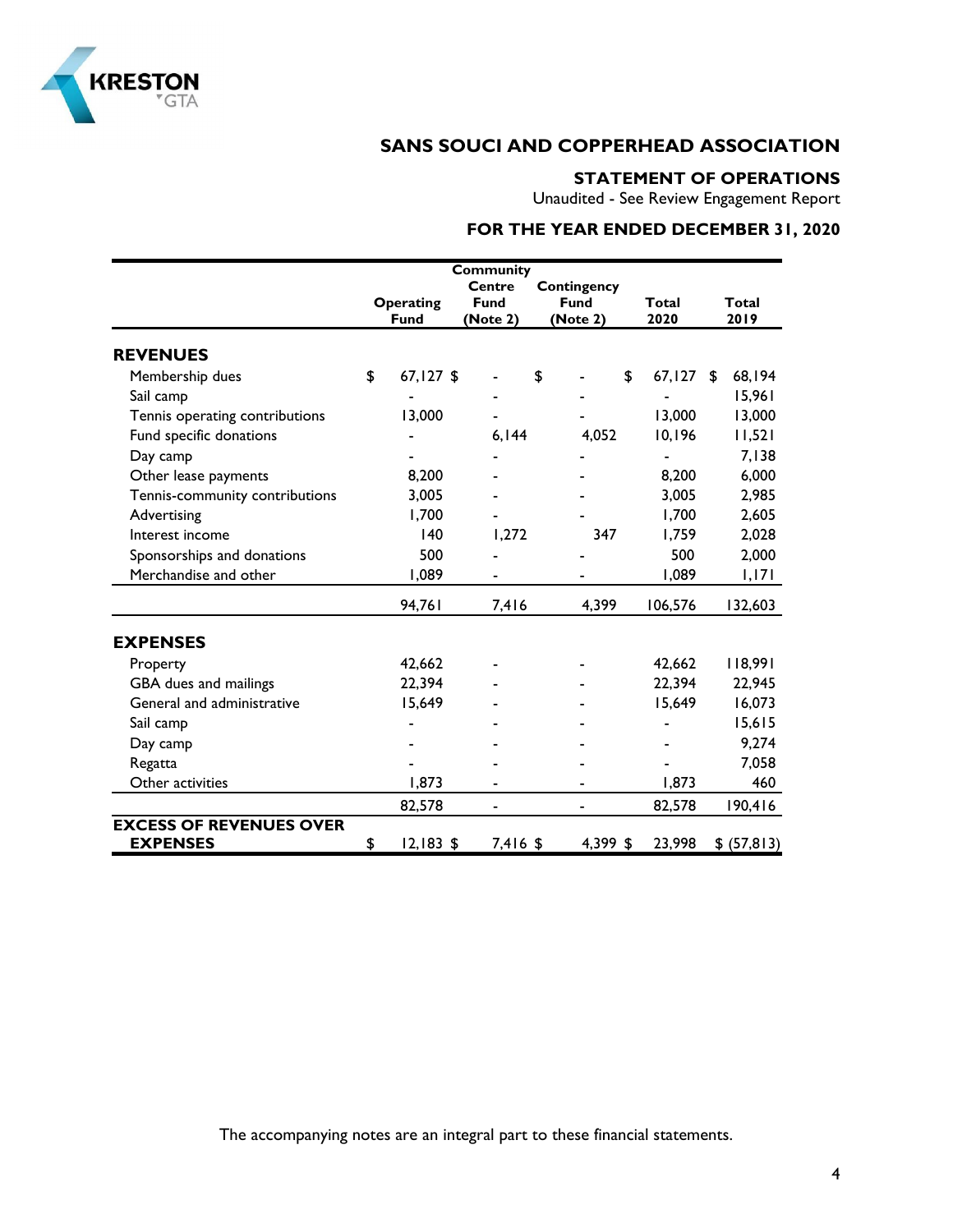# SANS SOUCI AND COPPERHEAD ASSOCIATION

## STATEMENT OF OPERATIONS

Unaudited - See Review Engagement Report

## FOR THE YEAR ENDED DECEMBER 31, 2020

| | Operating Fund | Community Centre Fund (Note 2) | Contingency Fund (Note 2) | Total 2020 | Total 2019 |
|---|---|---|---|---|---|
| **REVENUES** | | | | | |
| Membership dues | $ 67,127 | $ - | $ - | $ 67,127 | $ 68,194 |
| Sail camp | - | - | - | - | 15,961 |
| Tennis operating contributions | 13,000 | - | - | 13,000 | 13,000 |
| Fund specific donations | - | 6,144 | 4,052 | 10,196 | 11,521 |
| Day camp | - | - | - | - | 7,138 |
| Other lease payments | 8,200 | - | - | 8,200 | 6,000 |
| Tennis-community contributions | 3,005 | - | - | 3,005 | 2,985 |
| Advertising | 1,700 | - | - | 1,700 | 2,605 |
| Interest income | 140 | 1,272 | 347 | 1,759 | 2,028 |
| Sponsorships and donations | 500 | - | - | 500 | 2,000 |
| Merchandise and other | 1,089 | - | - | 1,089 | 1,171 |
| | 94,761 | 7,416 | 4,399 | 106,576 | 132,603 |
| **EXPENSES** | | | | | |
| Property | 42,662 | - | - | 42,662 | 118,991 |
| GBA dues and mailings | 22,394 | - | - | 22,394 | 22,945 |
| General and administrative | 15,649 | - | - | 15,649 | 16,073 |
| Sail camp | - | - | - | - | 15,615 |
| Day camp | - | - | - | - | 9,274 |
| Regatta | - | - | - | - | 7,058 |
| Other activities | 1,873 | - | - | 1,873 | 460 |
| | 82,578 | - | - | 82,578 | 190,416 |
| **EXCESS OF REVENUES OVER EXPENSES** | $ 12,183 | $ 7,416 | $ 4,399 | $ 23,998 | $ (57,813) |

The accompanying notes are an integral part to these financial statements.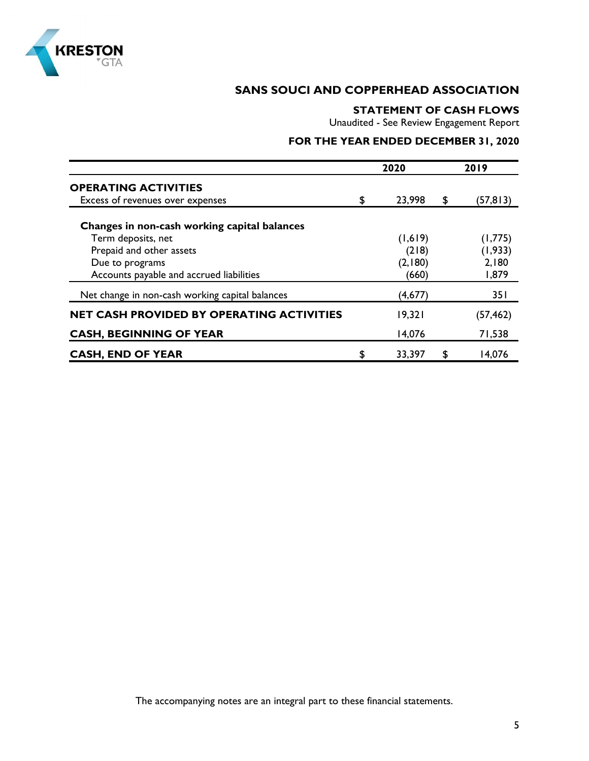# SANS SOUCI AND COPPERHEAD ASSOCIATION

## STATEMENT OF CASH FLOWS

Unaudited - See Review Engagement Report

### FOR THE YEAR ENDED DECEMBER 31, 2020

| | 2020 | 2019 |
|---|---|---|
| **OPERATING ACTIVITIES** | | |
| Excess of revenues over expenses | $ 23,998 | $ (57,813) |
| **Changes in non-cash working capital balances** | | |
| Term deposits, net | (1,619) | (1,775) |
| Prepaid and other assets | (218) | (1,933) |
| Due to programs | (2,180) | 2,180 |
| Accounts payable and accrued liabilities | (660) | 1,879 |
| Net change in non-cash working capital balances | (4,677) | 351 |
| **NET CASH PROVIDED BY OPERATING ACTIVITIES** | 19,321 | (57,462) |
| **CASH, BEGINNING OF YEAR** | 14,076 | 71,538 |
| **CASH, END OF YEAR** | $ 33,397 | $ 14,076 |

The accompanying notes are an integral part to these financial statements.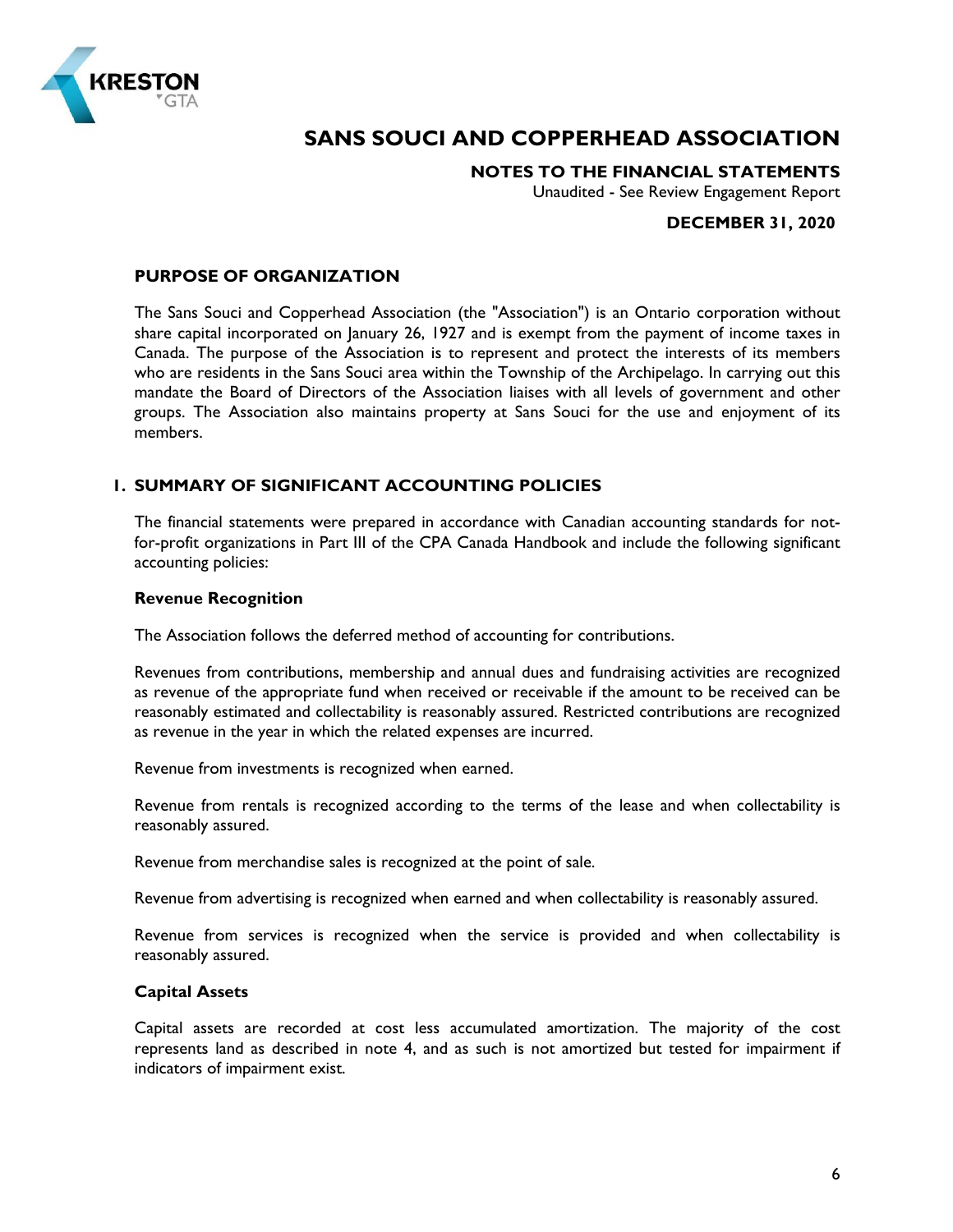# SANS SOUCI AND COPPERHEAD ASSOCIATION

**NOTES TO THE FINANCIAL STATEMENTS**

Unaudited - See Review Engagement Report

**DECEMBER 31, 2020**

## PURPOSE OF ORGANIZATION

The Sans Souci and Copperhead Association (the "Association") is an Ontario corporation without share capital incorporated on January 26, 1927 and is exempt from the payment of income taxes in Canada. The purpose of the Association is to represent and protect the interests of its members who are residents in the Sans Souci area within the Township of the Archipelago. In carrying out this mandate the Board of Directors of the Association liaises with all levels of government and other groups. The Association also maintains property at Sans Souci for the use and enjoyment of its members.

## 1. SUMMARY OF SIGNIFICANT ACCOUNTING POLICIES

The financial statements were prepared in accordance with Canadian accounting standards for not-for-profit organizations in Part III of the CPA Canada Handbook and include the following significant accounting policies:

### Revenue Recognition

The Association follows the deferred method of accounting for contributions.

Revenues from contributions, membership and annual dues and fundraising activities are recognized as revenue of the appropriate fund when received or receivable if the amount to be received can be reasonably estimated and collectability is reasonably assured. Restricted contributions are recognized as revenue in the year in which the related expenses are incurred.

Revenue from investments is recognized when earned.

Revenue from rentals is recognized according to the terms of the lease and when collectability is reasonably assured.

Revenue from merchandise sales is recognized at the point of sale.

Revenue from advertising is recognized when earned and when collectability is reasonably assured.

Revenue from services is recognized when the service is provided and when collectability is reasonably assured.

### Capital Assets

Capital assets are recorded at cost less accumulated amortization. The majority of the cost represents land as described in note 4, and as such is not amortized but tested for impairment if indicators of impairment exist.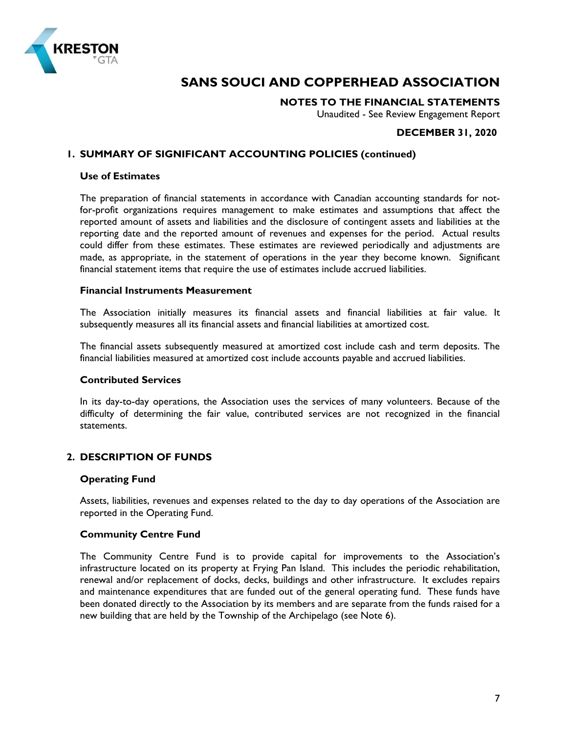# SANS SOUCI AND COPPERHEAD ASSOCIATION

**NOTES TO THE FINANCIAL STATEMENTS**

Unaudited - See Review Engagement Report

**DECEMBER 31, 2020**

## 1. SUMMARY OF SIGNIFICANT ACCOUNTING POLICIES (continued)

### Use of Estimates

The preparation of financial statements in accordance with Canadian accounting standards for not-for-profit organizations requires management to make estimates and assumptions that affect the reported amount of assets and liabilities and the disclosure of contingent assets and liabilities at the reporting date and the reported amount of revenues and expenses for the period. Actual results could differ from these estimates. These estimates are reviewed periodically and adjustments are made, as appropriate, in the statement of operations in the year they become known. Significant financial statement items that require the use of estimates include accrued liabilities.

### Financial Instruments Measurement

The Association initially measures its financial assets and financial liabilities at fair value. It subsequently measures all its financial assets and financial liabilities at amortized cost.

The financial assets subsequently measured at amortized cost include cash and term deposits. The financial liabilities measured at amortized cost include accounts payable and accrued liabilities.

### Contributed Services

In its day-to-day operations, the Association uses the services of many volunteers. Because of the difficulty of determining the fair value, contributed services are not recognized in the financial statements.

## 2. DESCRIPTION OF FUNDS

### Operating Fund

Assets, liabilities, revenues and expenses related to the day to day operations of the Association are reported in the Operating Fund.

### Community Centre Fund

The Community Centre Fund is to provide capital for improvements to the Association's infrastructure located on its property at Frying Pan Island. This includes the periodic rehabilitation, renewal and/or replacement of docks, decks, buildings and other infrastructure. It excludes repairs and maintenance expenditures that are funded out of the general operating fund. These funds have been donated directly to the Association by its members and are separate from the funds raised for a new building that are held by the Township of the Archipelago (see Note 6).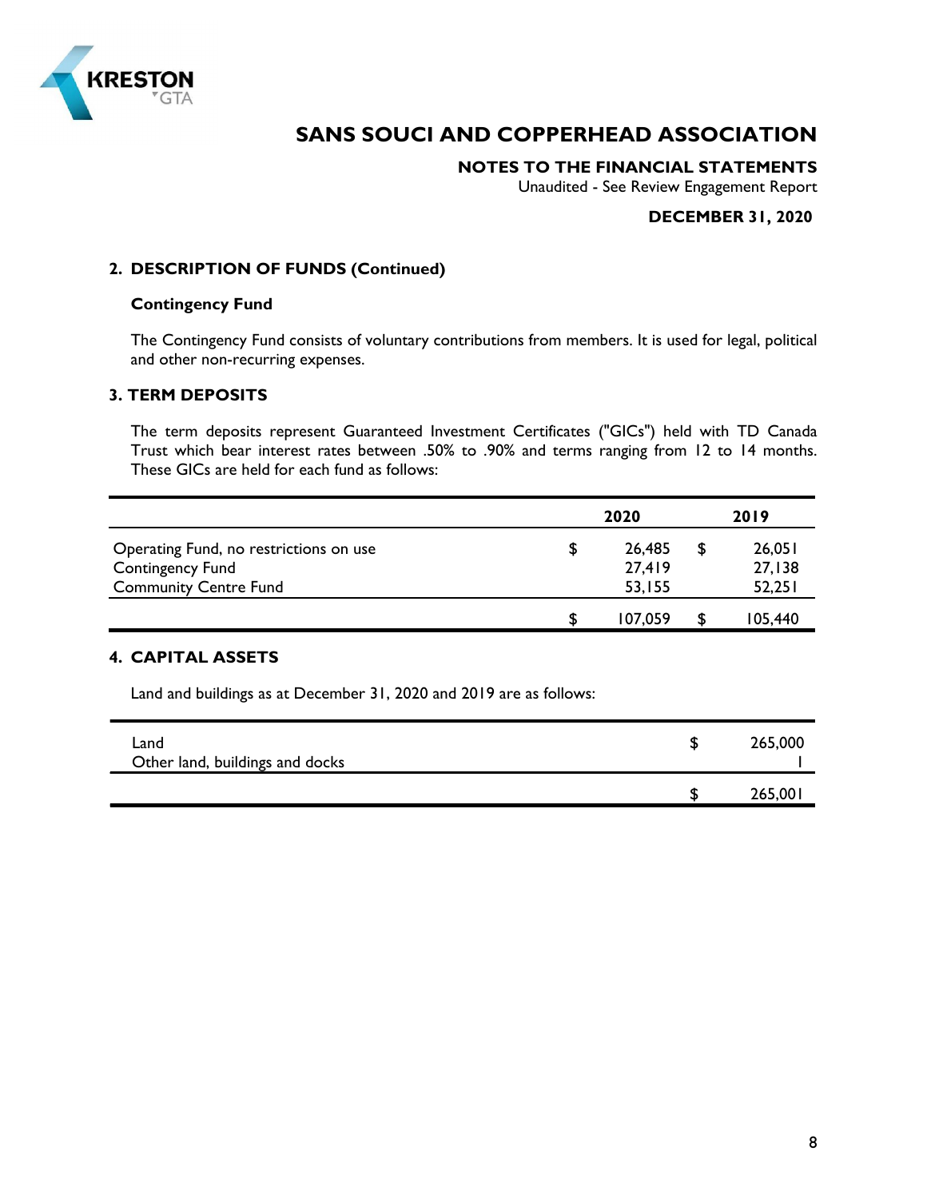# SANS SOUCI AND COPPERHEAD ASSOCIATION

## NOTES TO THE FINANCIAL STATEMENTS

Unaudited - See Review Engagement Report

**DECEMBER 31, 2020**

### 2. DESCRIPTION OF FUNDS (Continued)

**Contingency Fund**

The Contingency Fund consists of voluntary contributions from members. It is used for legal, political and other non-recurring expenses.

### 3. TERM DEPOSITS

The term deposits represent Guaranteed Investment Certificates ("GICs") held with TD Canada Trust which bear interest rates between .50% to .90% and terms ranging from 12 to 14 months. These GICs are held for each fund as follows:

| | 2020 | 2019 |
|---|---|---|
| Operating Fund, no restrictions on use | $ 26,485 | $ 26,051 |
| Contingency Fund | 27,419 | 27,138 |
| Community Centre Fund | 53,155 | 52,251 |
| | $ 107,059 | $ 105,440 |

### 4. CAPITAL ASSETS

Land and buildings as at December 31, 2020 and 2019 are as follows:

| | |
|---|---|
| Land | $ 265,000 |
| Other land, buildings and docks | 1 |
| | $ 265,001 |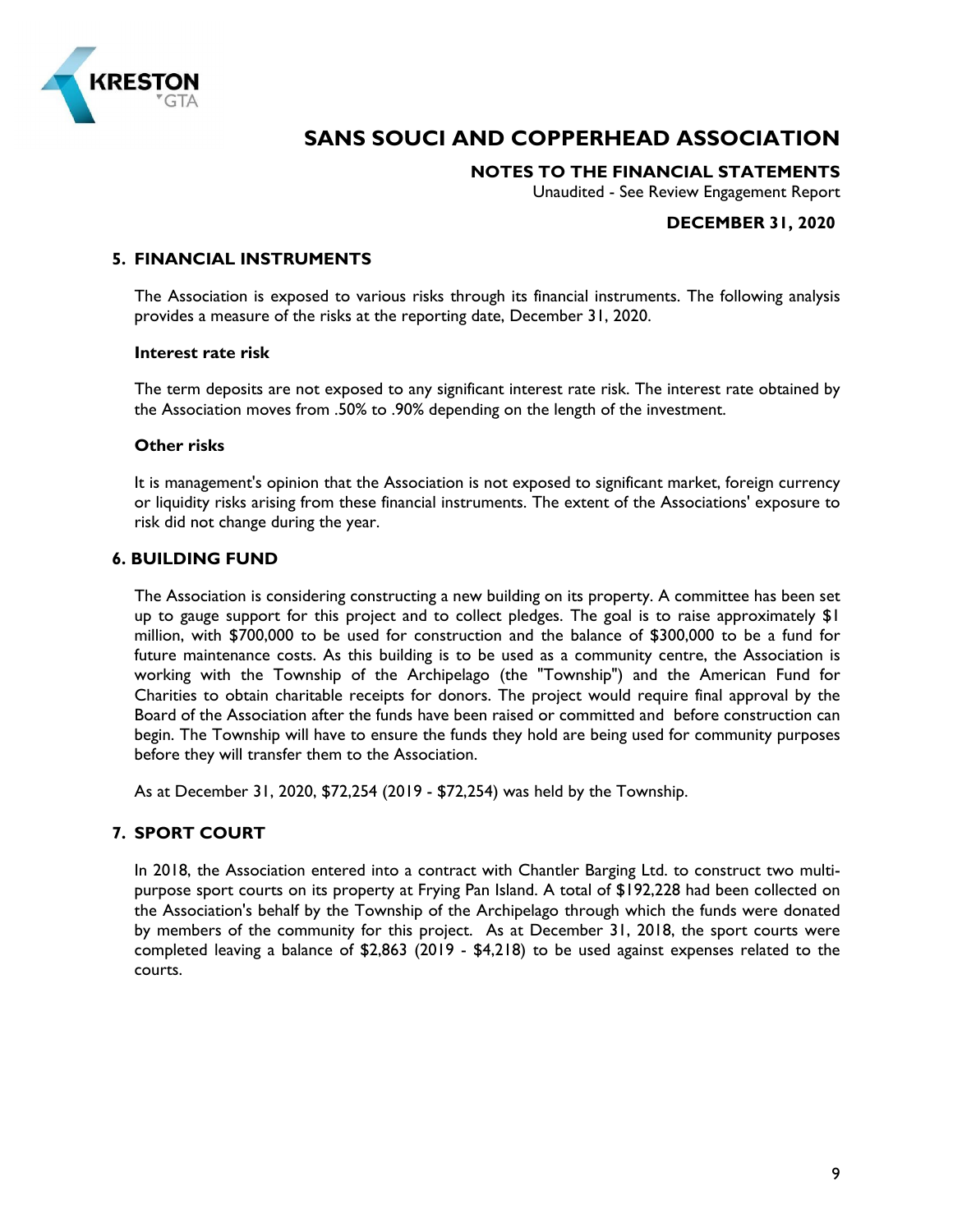# SANS SOUCI AND COPPERHEAD ASSOCIATION

**NOTES TO THE FINANCIAL STATEMENTS**

Unaudited - See Review Engagement Report

**DECEMBER 31, 2020**

## 5. FINANCIAL INSTRUMENTS

The Association is exposed to various risks through its financial instruments. The following analysis provides a measure of the risks at the reporting date, December 31, 2020.

### Interest rate risk

The term deposits are not exposed to any significant interest rate risk. The interest rate obtained by the Association moves from .50% to .90% depending on the length of the investment.

### Other risks

It is management's opinion that the Association is not exposed to significant market, foreign currency or liquidity risks arising from these financial instruments. The extent of the Associations' exposure to risk did not change during the year.

## 6. BUILDING FUND

The Association is considering constructing a new building on its property. A committee has been set up to gauge support for this project and to collect pledges. The goal is to raise approximately $1 million, with $700,000 to be used for construction and the balance of $300,000 to be a fund for future maintenance costs. As this building is to be used as a community centre, the Association is working with the Township of the Archipelago (the "Township") and the American Fund for Charities to obtain charitable receipts for donors. The project would require final approval by the Board of the Association after the funds have been raised or committed and before construction can begin. The Township will have to ensure the funds they hold are being used for community purposes before they will transfer them to the Association.

As at December 31, 2020, $72,254 (2019 - $72,254) was held by the Township.

## 7. SPORT COURT

In 2018, the Association entered into a contract with Chantler Barging Ltd. to construct two multi-purpose sport courts on its property at Frying Pan Island. A total of $192,228 had been collected on the Association's behalf by the Township of the Archipelago through which the funds were donated by members of the community for this project. As at December 31, 2018, the sport courts were completed leaving a balance of $2,863 (2019 - $4,218) to be used against expenses related to the courts.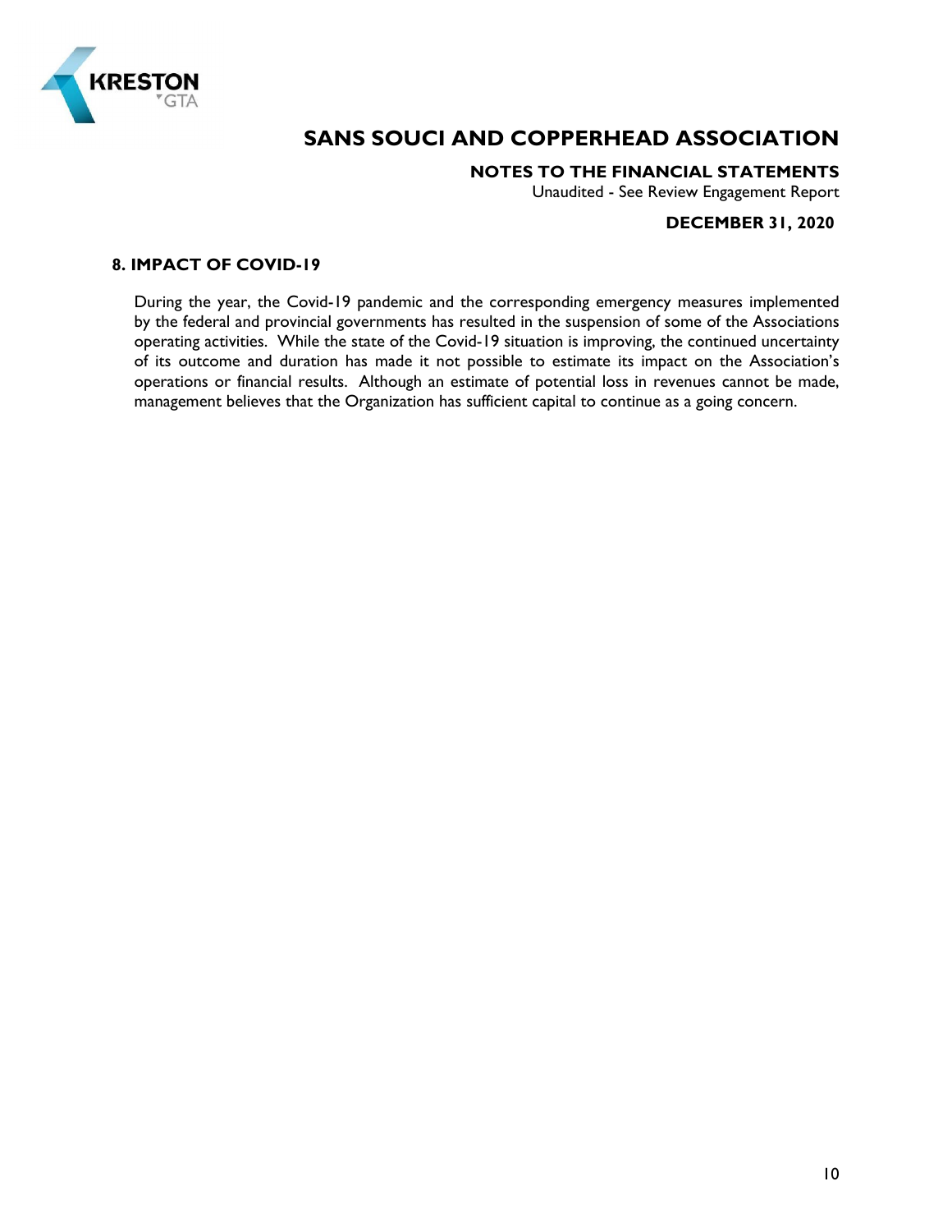# SANS SOUCI AND COPPERHEAD ASSOCIATION

**NOTES TO THE FINANCIAL STATEMENTS**

Unaudited - See Review Engagement Report

**DECEMBER 31, 2020**

## 8. IMPACT OF COVID-19

During the year, the Covid-19 pandemic and the corresponding emergency measures implemented by the federal and provincial governments has resulted in the suspension of some of the Associations operating activities. While the state of the Covid-19 situation is improving, the continued uncertainty of its outcome and duration has made it not possible to estimate its impact on the Association's operations or financial results. Although an estimate of potential loss in revenues cannot be made, management believes that the Organization has sufficient capital to continue as a going concern.